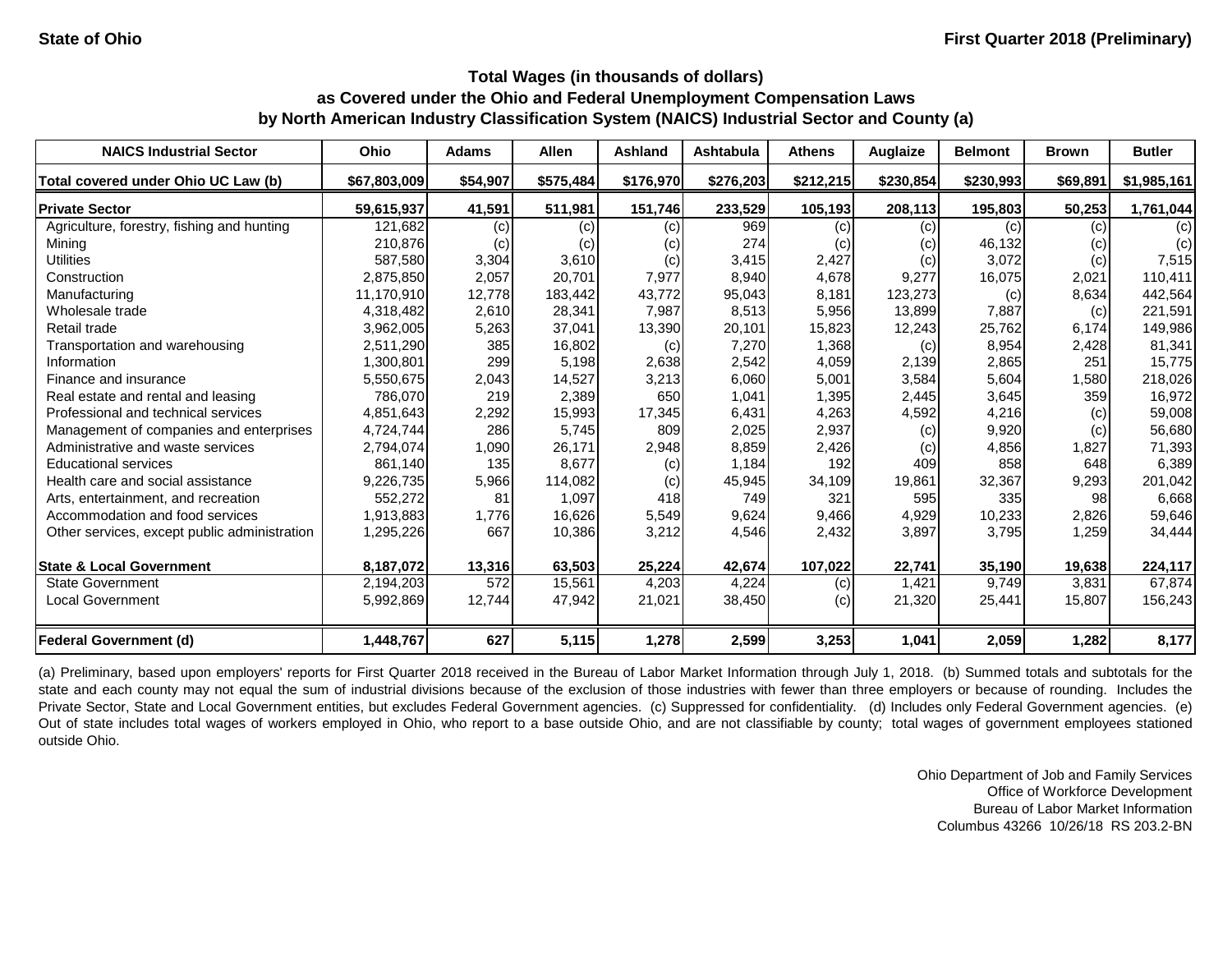State of Ohio

First Quarter 2018 (Preliminary)

### Total Wages (in thousands of dollars)
### as Covered under the Ohio and Federal Unemployment Compensation Laws
### by North American Industry Classification System (NAICS) Industrial Sector and County (a)

| NAICS Industrial Sector | Ohio | Adams | Allen | Ashland | Ashtabula | Athens | Auglaize | Belmont | Brown | Butler |
|---|---|---|---|---|---|---|---|---|---|---|
| **Total covered under Ohio UC Law (b)** | **$67,803,009** | **$54,907** | **$575,484** | **$176,970** | **$276,203** | **$212,215** | **$230,854** | **$230,993** | **$69,891** | **$1,985,161** |
| **Private Sector** | **59,615,937** | **41,591** | **511,981** | **151,746** | **233,529** | **105,193** | **208,113** | **195,803** | **50,253** | **1,761,044** |
| Agriculture, forestry, fishing and hunting | 121,682 | (c) | (c) | (c) | 969 | (c) | (c) | (c) | (c) | (c) |
| Mining | 210,876 | (c) | (c) | (c) | 274 | (c) | (c) | 46,132 | (c) | (c) |
| Utilities | 587,580 | 3,304 | 3,610 | (c) | 3,415 | 2,427 | (c) | 3,072 | (c) | 7,515 |
| Construction | 2,875,850 | 2,057 | 20,701 | 7,977 | 8,940 | 4,678 | 9,277 | 16,075 | 2,021 | 110,411 |
| Manufacturing | 11,170,910 | 12,778 | 183,442 | 43,772 | 95,043 | 8,181 | 123,273 | (c) | 8,634 | 442,564 |
| Wholesale trade | 4,318,482 | 2,610 | 28,341 | 7,987 | 8,513 | 5,956 | 13,899 | 7,887 | (c) | 221,591 |
| Retail trade | 3,962,005 | 5,263 | 37,041 | 13,390 | 20,101 | 15,823 | 12,243 | 25,762 | 6,174 | 149,986 |
| Transportation and warehousing | 2,511,290 | 385 | 16,802 | (c) | 7,270 | 1,368 | (c) | 8,954 | 2,428 | 81,341 |
| Information | 1,300,801 | 299 | 5,198 | 2,638 | 2,542 | 4,059 | 2,139 | 2,865 | 251 | 15,775 |
| Finance and insurance | 5,550,675 | 2,043 | 14,527 | 3,213 | 6,060 | 5,001 | 3,584 | 5,604 | 1,580 | 218,026 |
| Real estate and rental and leasing | 786,070 | 219 | 2,389 | 650 | 1,041 | 1,395 | 2,445 | 3,645 | 359 | 16,972 |
| Professional and technical services | 4,851,643 | 2,292 | 15,993 | 17,345 | 6,431 | 4,263 | 4,592 | 4,216 | (c) | 59,008 |
| Management of companies and enterprises | 4,724,744 | 286 | 5,745 | 809 | 2,025 | 2,937 | (c) | 9,920 | (c) | 56,680 |
| Administrative and waste services | 2,794,074 | 1,090 | 26,171 | 2,948 | 8,859 | 2,426 | (c) | 4,856 | 1,827 | 71,393 |
| Educational services | 861,140 | 135 | 8,677 | (c) | 1,184 | 192 | 409 | 858 | 648 | 6,389 |
| Health care and social assistance | 9,226,735 | 5,966 | 114,082 | (c) | 45,945 | 34,109 | 19,861 | 32,367 | 9,293 | 201,042 |
| Arts, entertainment, and recreation | 552,272 | 81 | 1,097 | 418 | 749 | 321 | 595 | 335 | 98 | 6,668 |
| Accommodation and food services | 1,913,883 | 1,776 | 16,626 | 5,549 | 9,624 | 9,466 | 4,929 | 10,233 | 2,826 | 59,646 |
| Other services, except public administration | 1,295,226 | 667 | 10,386 | 3,212 | 4,546 | 2,432 | 3,897 | 3,795 | 1,259 | 34,444 |
| **State & Local Government** | **8,187,072** | **13,316** | **63,503** | **25,224** | **42,674** | **107,022** | **22,741** | **35,190** | **19,638** | **224,117** |
| State Government | 2,194,203 | 572 | 15,561 | 4,203 | 4,224 | (c) | 1,421 | 9,749 | 3,831 | 67,874 |
| Local Government | 5,992,869 | 12,744 | 47,942 | 21,021 | 38,450 | (c) | 21,320 | 25,441 | 15,807 | 156,243 |
| **Federal Government (d)** | **1,448,767** | **627** | **5,115** | **1,278** | **2,599** | **3,253** | **1,041** | **2,059** | **1,282** | **8,177** |

(a) Preliminary, based upon employers' reports for First Quarter 2018 received in the Bureau of Labor Market Information through July 1, 2018. (b) Summed totals and subtotals for the state and each county may not equal the sum of industrial divisions because of the exclusion of those industries with fewer than three employers or because of rounding. Includes the Private Sector, State and Local Government entities, but excludes Federal Government agencies. (c) Suppressed for confidentiality. (d) Includes only Federal Government agencies. (e) Out of state includes total wages of workers employed in Ohio, who report to a base outside Ohio, and are not classifiable by county; total wages of government employees stationed outside Ohio.

Ohio Department of Job and Family Services
Office of Workforce Development
Bureau of Labor Market Information
Columbus 43266 10/26/18 RS 203.2-BN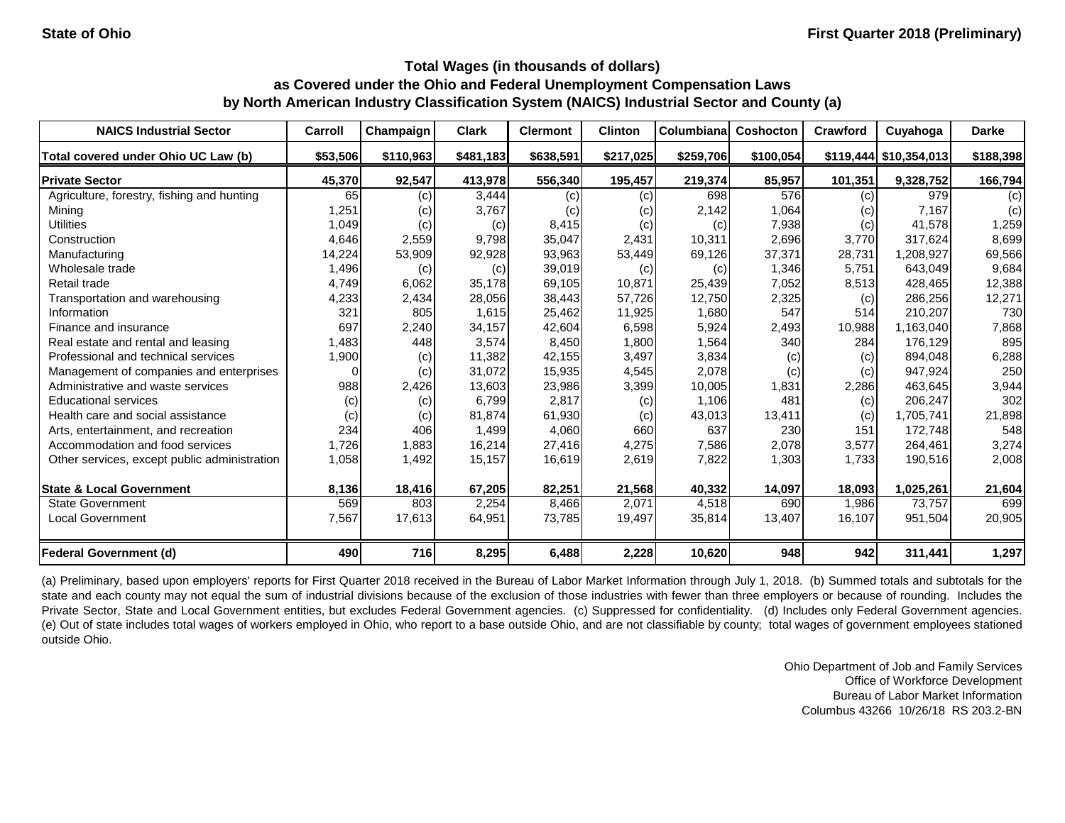State of Ohio — First Quarter 2018 (Preliminary)

### Total Wages (in thousands of dollars)
### as Covered under the Ohio and Federal Unemployment Compensation Laws
### by North American Industry Classification System (NAICS) Industrial Sector and County (a)

| NAICS Industrial Sector | Carroll | Champaign | Clark | Clermont | Clinton | Columbiana | Coshocton | Crawford | Cuyahoga | Darke |
|---|---|---|---|---|---|---|---|---|---|---|
| **Total covered under Ohio UC Law (b)** | **$53,506** | **$110,963** | **$481,183** | **$638,591** | **$217,025** | **$259,706** | **$100,054** | **$119,444** | **$10,354,013** | **$188,398** |
| **Private Sector** | **45,370** | **92,547** | **413,978** | **556,340** | **195,457** | **219,374** | **85,957** | **101,351** | **9,328,752** | **166,794** |
| Agriculture, forestry, fishing and hunting | 65 | (c) | 3,444 | (c) | (c) | 698 | 576 | (c) | 979 | (c) |
| Mining | 1,251 | (c) | 3,767 | (c) | (c) | 2,142 | 1,064 | (c) | 7,167 | (c) |
| Utilities | 1,049 | (c) | (c) | 8,415 | (c) | (c) | 7,938 | (c) | 41,578 | 1,259 |
| Construction | 4,646 | 2,559 | 9,798 | 35,047 | 2,431 | 10,311 | 2,696 | 3,770 | 317,624 | 8,699 |
| Manufacturing | 14,224 | 53,909 | 92,928 | 93,963 | 53,449 | 69,126 | 37,371 | 28,731 | 1,208,927 | 69,566 |
| Wholesale trade | 1,496 | (c) | (c) | 39,019 | (c) | (c) | 1,346 | 5,751 | 643,049 | 9,684 |
| Retail trade | 4,749 | 6,062 | 35,178 | 69,105 | 10,871 | 25,439 | 7,052 | 8,513 | 428,465 | 12,388 |
| Transportation and warehousing | 4,233 | 2,434 | 28,056 | 38,443 | 57,726 | 12,750 | 2,325 | (c) | 286,256 | 12,271 |
| Information | 321 | 805 | 1,615 | 25,462 | 11,925 | 1,680 | 547 | 514 | 210,207 | 730 |
| Finance and insurance | 697 | 2,240 | 34,157 | 42,604 | 6,598 | 5,924 | 2,493 | 10,988 | 1,163,040 | 7,868 |
| Real estate and rental and leasing | 1,483 | 448 | 3,574 | 8,450 | 1,800 | 1,564 | 340 | 284 | 176,129 | 895 |
| Professional and technical services | 1,900 | (c) | 11,382 | 42,155 | 3,497 | 3,834 | (c) | (c) | 894,048 | 6,288 |
| Management of companies and enterprises | 0 | (c) | 31,072 | 15,935 | 4,545 | 2,078 | (c) | (c) | 947,924 | 250 |
| Administrative and waste services | 988 | 2,426 | 13,603 | 23,986 | 3,399 | 10,005 | 1,831 | 2,286 | 463,645 | 3,944 |
| Educational services | (c) | (c) | 6,799 | 2,817 | (c) | 1,106 | 481 | (c) | 206,247 | 302 |
| Health care and social assistance | (c) | (c) | 81,874 | 61,930 | (c) | 43,013 | 13,411 | (c) | 1,705,741 | 21,898 |
| Arts, entertainment, and recreation | 234 | 406 | 1,499 | 4,060 | 660 | 637 | 230 | 151 | 172,748 | 548 |
| Accommodation and food services | 1,726 | 1,883 | 16,214 | 27,416 | 4,275 | 7,586 | 2,078 | 3,577 | 264,461 | 3,274 |
| Other services, except public administration | 1,058 | 1,492 | 15,157 | 16,619 | 2,619 | 7,822 | 1,303 | 1,733 | 190,516 | 2,008 |
| **State & Local Government** | **8,136** | **18,416** | **67,205** | **82,251** | **21,568** | **40,332** | **14,097** | **18,093** | **1,025,261** | **21,604** |
| State Government | 569 | 803 | 2,254 | 8,466 | 2,071 | 4,518 | 690 | 1,986 | 73,757 | 699 |
| Local Government | 7,567 | 17,613 | 64,951 | 73,785 | 19,497 | 35,814 | 13,407 | 16,107 | 951,504 | 20,905 |
| **Federal Government (d)** | **490** | **716** | **8,295** | **6,488** | **2,228** | **10,620** | **948** | **942** | **311,441** | **1,297** |

(a) Preliminary, based upon employers' reports for First Quarter 2018 received in the Bureau of Labor Market Information through July 1, 2018. (b) Summed totals and subtotals for the state and each county may not equal the sum of industrial divisions because of the exclusion of those industries with fewer than three employers or because of rounding. Includes the Private Sector, State and Local Government entities, but excludes Federal Government agencies. (c) Suppressed for confidentiality. (d) Includes only Federal Government agencies. (e) Out of state includes total wages of workers employed in Ohio, who report to a base outside Ohio, and are not classifiable by county; total wages of government employees stationed outside Ohio.

Ohio Department of Job and Family Services
Office of Workforce Development
Bureau of Labor Market Information
Columbus 43266 10/26/18 RS 203.2-BN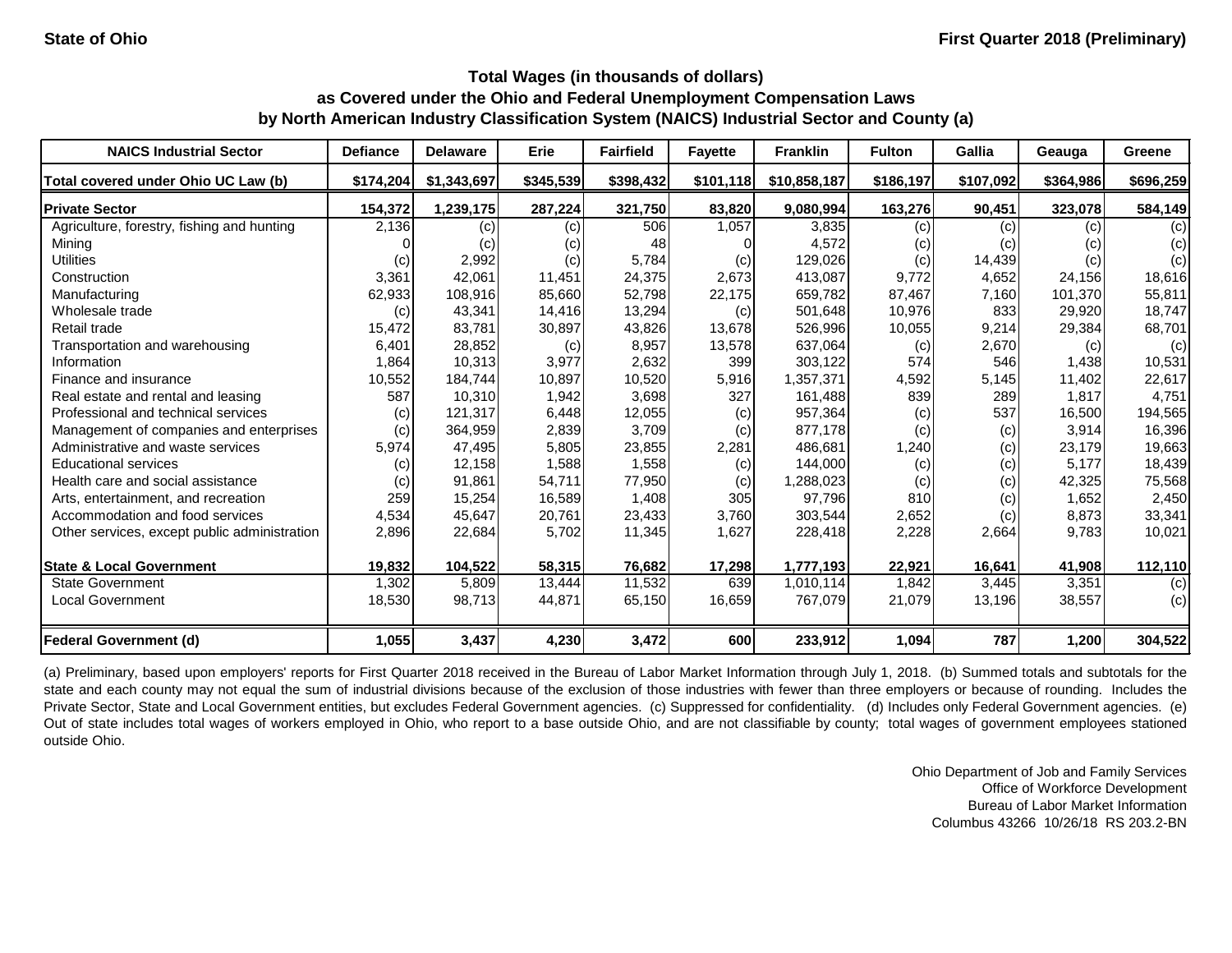State of Ohio | First Quarter 2018 (Preliminary)

## Total Wages (in thousands of dollars) as Covered under the Ohio and Federal Unemployment Compensation Laws by North American Industry Classification System (NAICS) Industrial Sector and County (a)

| NAICS Industrial Sector | Defiance | Delaware | Erie | Fairfield | Fayette | Franklin | Fulton | Gallia | Geauga | Greene |
|---|---|---|---|---|---|---|---|---|---|---|
| **Total covered under Ohio UC Law (b)** | **$174,204** | **$1,343,697** | **$345,539** | **$398,432** | **$101,118** | **$10,858,187** | **$186,197** | **$107,092** | **$364,986** | **$696,259** |
| **Private Sector** | **154,372** | **1,239,175** | **287,224** | **321,750** | **83,820** | **9,080,994** | **163,276** | **90,451** | **323,078** | **584,149** |
| Agriculture, forestry, fishing and hunting | 2,136 | (c) | (c) | 506 | 1,057 | 3,835 | (c) | (c) | (c) | (c) |
| Mining | 0 | (c) | (c) | 48 | 0 | 4,572 | (c) | (c) | (c) | (c) |
| Utilities | (c) | 2,992 | (c) | 5,784 | (c) | 129,026 | (c) | 14,439 | (c) | (c) |
| Construction | 3,361 | 42,061 | 11,451 | 24,375 | 2,673 | 413,087 | 9,772 | 4,652 | 24,156 | 18,616 |
| Manufacturing | 62,933 | 108,916 | 85,660 | 52,798 | 22,175 | 659,782 | 87,467 | 7,160 | 101,370 | 55,811 |
| Wholesale trade | (c) | 43,341 | 14,416 | 13,294 | (c) | 501,648 | 10,976 | 833 | 29,920 | 18,747 |
| Retail trade | 15,472 | 83,781 | 30,897 | 43,826 | 13,678 | 526,996 | 10,055 | 9,214 | 29,384 | 68,701 |
| Transportation and warehousing | 6,401 | 28,852 | (c) | 8,957 | 13,578 | 637,064 | (c) | 2,670 | (c) | (c) |
| Information | 1,864 | 10,313 | 3,977 | 2,632 | 399 | 303,122 | 574 | 546 | 1,438 | 10,531 |
| Finance and insurance | 10,552 | 184,744 | 10,897 | 10,520 | 5,916 | 1,357,371 | 4,592 | 5,145 | 11,402 | 22,617 |
| Real estate and rental and leasing | 587 | 10,310 | 1,942 | 3,698 | 327 | 161,488 | 839 | 289 | 1,817 | 4,751 |
| Professional and technical services | (c) | 121,317 | 6,448 | 12,055 | (c) | 957,364 | (c) | 537 | 16,500 | 194,565 |
| Management of companies and enterprises | (c) | 364,959 | 2,839 | 3,709 | (c) | 877,178 | (c) | (c) | 3,914 | 16,396 |
| Administrative and waste services | 5,974 | 47,495 | 5,805 | 23,855 | 2,281 | 486,681 | 1,240 | (c) | 23,179 | 19,663 |
| Educational services | (c) | 12,158 | 1,588 | 1,558 | (c) | 144,000 | (c) | (c) | 5,177 | 18,439 |
| Health care and social assistance | (c) | 91,861 | 54,711 | 77,950 | (c) | 1,288,023 | (c) | (c) | 42,325 | 75,568 |
| Arts, entertainment, and recreation | 259 | 15,254 | 16,589 | 1,408 | 305 | 97,796 | 810 | (c) | 1,652 | 2,450 |
| Accommodation and food services | 4,534 | 45,647 | 20,761 | 23,433 | 3,760 | 303,544 | 2,652 | (c) | 8,873 | 33,341 |
| Other services, except public administration | 2,896 | 22,684 | 5,702 | 11,345 | 1,627 | 228,418 | 2,228 | 2,664 | 9,783 | 10,021 |
| **State & Local Government** | **19,832** | **104,522** | **58,315** | **76,682** | **17,298** | **1,777,193** | **22,921** | **16,641** | **41,908** | **112,110** |
| State Government | 1,302 | 5,809 | 13,444 | 11,532 | 639 | 1,010,114 | 1,842 | 3,445 | 3,351 | (c) |
| Local Government | 18,530 | 98,713 | 44,871 | 65,150 | 16,659 | 767,079 | 21,079 | 13,196 | 38,557 | (c) |
| **Federal Government (d)** | **1,055** | **3,437** | **4,230** | **3,472** | **600** | **233,912** | **1,094** | **787** | **1,200** | **304,522** |

(a) Preliminary, based upon employers' reports for First Quarter 2018 received in the Bureau of Labor Market Information through July 1, 2018. (b) Summed totals and subtotals for the state and each county may not equal the sum of industrial divisions because of the exclusion of those industries with fewer than three employers or because of rounding. Includes the Private Sector, State and Local Government entities, but excludes Federal Government agencies. (c) Suppressed for confidentiality. (d) Includes only Federal Government agencies. (e) Out of state includes total wages of workers employed in Ohio, who report to a base outside Ohio, and are not classifiable by county; total wages of government employees stationed outside Ohio.

Ohio Department of Job and Family Services
Office of Workforce Development
Bureau of Labor Market Information
Columbus 43266 10/26/18 RS 203.2-BN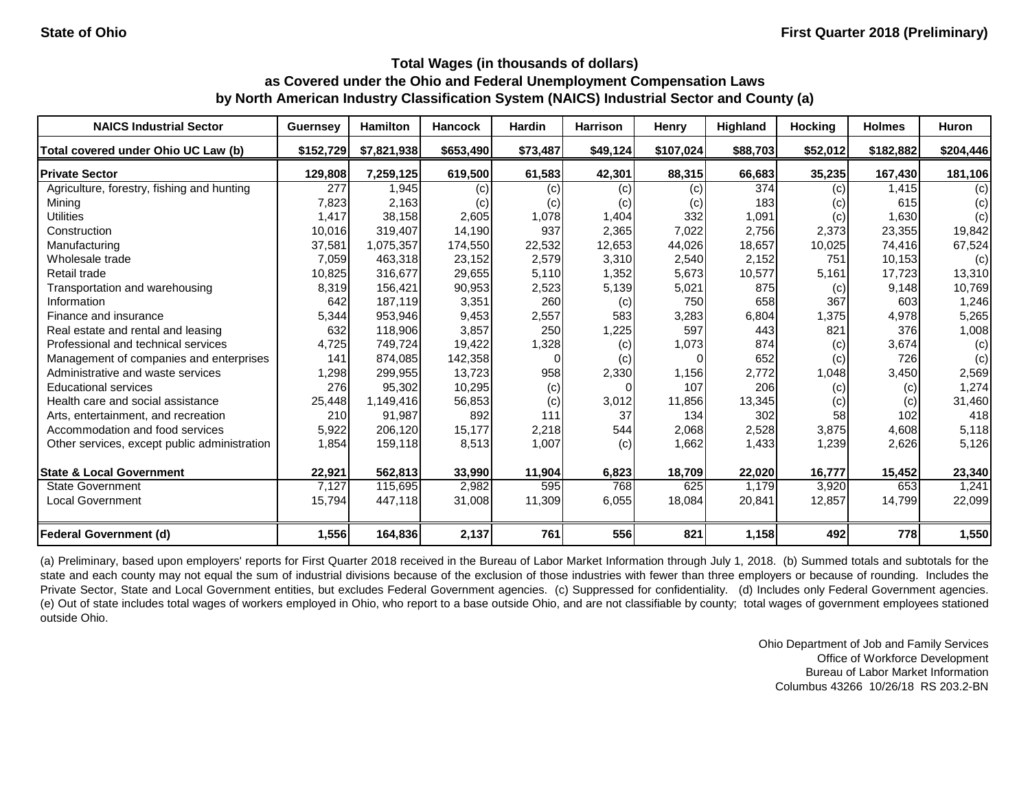State of Ohio | First Quarter 2018 (Preliminary)

### Total Wages (in thousands of dollars) as Covered under the Ohio and Federal Unemployment Compensation Laws by North American Industry Classification System (NAICS) Industrial Sector and County (a)

| NAICS Industrial Sector | Guernsey | Hamilton | Hancock | Hardin | Harrison | Henry | Highland | Hocking | Holmes | Huron |
|---|---|---|---|---|---|---|---|---|---|---|
| Total covered under Ohio UC Law (b) | $152,729 | $7,821,938 | $653,490 | $73,487 | $49,124 | $107,024 | $88,703 | $52,012 | $182,882 | $204,446 |
| **Private Sector** | **129,808** | **7,259,125** | **619,500** | **61,583** | **42,301** | **88,315** | **66,683** | **35,235** | **167,430** | **181,106** |
| Agriculture, forestry, fishing and hunting | 277 | 1,945 | (c) | (c) | (c) | (c) | 374 | (c) | 1,415 | (c) |
| Mining | 7,823 | 2,163 | (c) | (c) | (c) | (c) | 183 | (c) | 615 | (c) |
| Utilities | 1,417 | 38,158 | 2,605 | 1,078 | 1,404 | 332 | 1,091 | (c) | 1,630 | (c) |
| Construction | 10,016 | 319,407 | 14,190 | 937 | 2,365 | 7,022 | 2,756 | 2,373 | 23,355 | 19,842 |
| Manufacturing | 37,581 | 1,075,357 | 174,550 | 22,532 | 12,653 | 44,026 | 18,657 | 10,025 | 74,416 | 67,524 |
| Wholesale trade | 7,059 | 463,318 | 23,152 | 2,579 | 3,310 | 2,540 | 2,152 | 751 | 10,153 | (c) |
| Retail trade | 10,825 | 316,677 | 29,655 | 5,110 | 1,352 | 5,673 | 10,577 | 5,161 | 17,723 | 13,310 |
| Transportation and warehousing | 8,319 | 156,421 | 90,953 | 2,523 | 5,139 | 5,021 | 875 | (c) | 9,148 | 10,769 |
| Information | 642 | 187,119 | 3,351 | 260 | (c) | 750 | 658 | 367 | 603 | 1,246 |
| Finance and insurance | 5,344 | 953,946 | 9,453 | 2,557 | 583 | 3,283 | 6,804 | 1,375 | 4,978 | 5,265 |
| Real estate and rental and leasing | 632 | 118,906 | 3,857 | 250 | 1,225 | 597 | 443 | 821 | 376 | 1,008 |
| Professional and technical services | 4,725 | 749,724 | 19,422 | 1,328 | (c) | 1,073 | 874 | (c) | 3,674 | (c) |
| Management of companies and enterprises | 141 | 874,085 | 142,358 | 0 | (c) | 0 | 652 | (c) | 726 | (c) |
| Administrative and waste services | 1,298 | 299,955 | 13,723 | 958 | 2,330 | 1,156 | 2,772 | 1,048 | 3,450 | 2,569 |
| Educational services | 276 | 95,302 | 10,295 | (c) | 0 | 107 | 206 | (c) | (c) | 1,274 |
| Health care and social assistance | 25,448 | 1,149,416 | 56,853 | (c) | 3,012 | 11,856 | 13,345 | (c) | (c) | 31,460 |
| Arts, entertainment, and recreation | 210 | 91,987 | 892 | 111 | 37 | 134 | 302 | 58 | 102 | 418 |
| Accommodation and food services | 5,922 | 206,120 | 15,177 | 2,218 | 544 | 2,068 | 2,528 | 3,875 | 4,608 | 5,118 |
| Other services, except public administration | 1,854 | 159,118 | 8,513 | 1,007 | (c) | 1,662 | 1,433 | 1,239 | 2,626 | 5,126 |
| **State & Local Government** | **22,921** | **562,813** | **33,990** | **11,904** | **6,823** | **18,709** | **22,020** | **16,777** | **15,452** | **23,340** |
| State Government | 7,127 | 115,695 | 2,982 | 595 | 768 | 625 | 1,179 | 3,920 | 653 | 1,241 |
| Local Government | 15,794 | 447,118 | 31,008 | 11,309 | 6,055 | 18,084 | 20,841 | 12,857 | 14,799 | 22,099 |
| **Federal Government (d)** | **1,556** | **164,836** | **2,137** | **761** | **556** | **821** | **1,158** | **492** | **778** | **1,550** |

(a) Preliminary, based upon employers' reports for First Quarter 2018 received in the Bureau of Labor Market Information through July 1, 2018. (b) Summed totals and subtotals for the state and each county may not equal the sum of industrial divisions because of the exclusion of those industries with fewer than three employers or because of rounding. Includes the Private Sector, State and Local Government entities, but excludes Federal Government agencies. (c) Suppressed for confidentiality. (d) Includes only Federal Government agencies. (e) Out of state includes total wages of workers employed in Ohio, who report to a base outside Ohio, and are not classifiable by county; total wages of government employees stationed outside Ohio.

Ohio Department of Job and Family Services
Office of Workforce Development
Bureau of Labor Market Information
Columbus 43266 10/26/18 RS 203.2-BN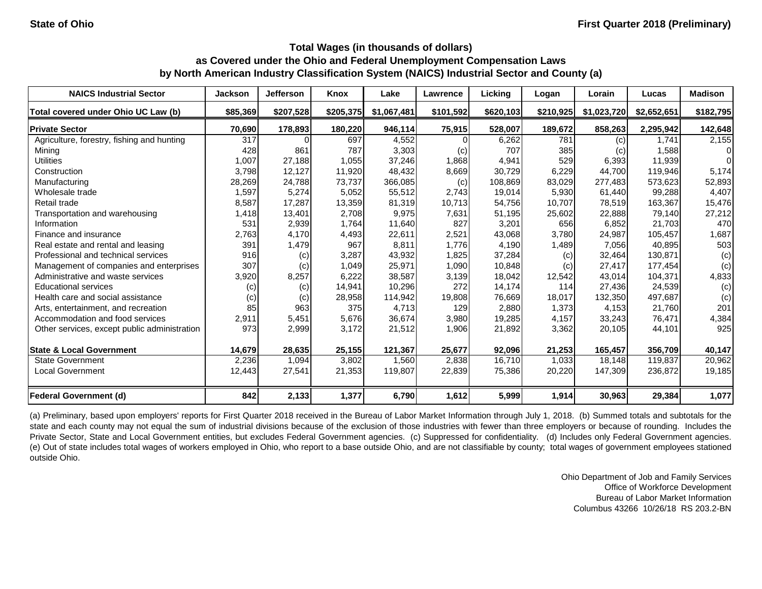State of Ohio

First Quarter 2018 (Preliminary)

## Total Wages (in thousands of dollars) as Covered under the Ohio and Federal Unemployment Compensation Laws by North American Industry Classification System (NAICS) Industrial Sector and County (a)

| NAICS Industrial Sector | Jackson | Jefferson | Knox | Lake | Lawrence | Licking | Logan | Lorain | Lucas | Madison |
|---|---|---|---|---|---|---|---|---|---|---|
| **Total covered under Ohio UC Law (b)** | **$85,369** | **$207,528** | **$205,375** | **$1,067,481** | **$101,592** | **$620,103** | **$210,925** | **$1,023,720** | **$2,652,651** | **$182,795** |
| **Private Sector** | **70,690** | **178,893** | **180,220** | **946,114** | **75,915** | **528,007** | **189,672** | **858,263** | **2,295,942** | **142,648** |
| Agriculture, forestry, fishing and hunting | 317 | 0 | 697 | 4,552 | 0 | 6,262 | 781 | (c) | 1,741 | 2,155 |
| Mining | 428 | 861 | 787 | 3,303 | (c) | 707 | 385 | (c) | 1,588 | 0 |
| Utilities | 1,007 | 27,188 | 1,055 | 37,246 | 1,868 | 4,941 | 529 | 6,393 | 11,939 | 0 |
| Construction | 3,798 | 12,127 | 11,920 | 48,432 | 8,669 | 30,729 | 6,229 | 44,700 | 119,946 | 5,174 |
| Manufacturing | 28,269 | 24,788 | 73,737 | 366,085 | (c) | 108,869 | 83,029 | 277,483 | 573,623 | 52,893 |
| Wholesale trade | 1,597 | 5,274 | 5,052 | 55,512 | 2,743 | 19,014 | 5,930 | 61,440 | 99,288 | 4,407 |
| Retail trade | 8,587 | 17,287 | 13,359 | 81,319 | 10,713 | 54,756 | 10,707 | 78,519 | 163,367 | 15,476 |
| Transportation and warehousing | 1,418 | 13,401 | 2,708 | 9,975 | 7,631 | 51,195 | 25,602 | 22,888 | 79,140 | 27,212 |
| Information | 531 | 2,939 | 1,764 | 11,640 | 827 | 3,201 | 656 | 6,852 | 21,703 | 470 |
| Finance and insurance | 2,763 | 4,170 | 4,493 | 22,611 | 2,521 | 43,068 | 3,780 | 24,987 | 105,457 | 1,687 |
| Real estate and rental and leasing | 391 | 1,479 | 967 | 8,811 | 1,776 | 4,190 | 1,489 | 7,056 | 40,895 | 503 |
| Professional and technical services | 916 | (c) | 3,287 | 43,932 | 1,825 | 37,284 | (c) | 32,464 | 130,871 | (c) |
| Management of companies and enterprises | 307 | (c) | 1,049 | 25,971 | 1,090 | 10,848 | (c) | 27,417 | 177,454 | (c) |
| Administrative and waste services | 3,920 | 8,257 | 6,222 | 38,587 | 3,139 | 18,042 | 12,542 | 43,014 | 104,371 | 4,833 |
| Educational services | (c) | (c) | 14,941 | 10,296 | 272 | 14,174 | 114 | 27,436 | 24,539 | (c) |
| Health care and social assistance | (c) | (c) | 28,958 | 114,942 | 19,808 | 76,669 | 18,017 | 132,350 | 497,687 | (c) |
| Arts, entertainment, and recreation | 85 | 963 | 375 | 4,713 | 129 | 2,880 | 1,373 | 4,153 | 21,760 | 201 |
| Accommodation and food services | 2,911 | 5,451 | 5,676 | 36,674 | 3,980 | 19,285 | 4,157 | 33,243 | 76,471 | 4,384 |
| Other services, except public administration | 973 | 2,999 | 3,172 | 21,512 | 1,906 | 21,892 | 3,362 | 20,105 | 44,101 | 925 |
| **State & Local Government** | **14,679** | **28,635** | **25,155** | **121,367** | **25,677** | **92,096** | **21,253** | **165,457** | **356,709** | **40,147** |
| State Government | 2,236 | 1,094 | 3,802 | 1,560 | 2,838 | 16,710 | 1,033 | 18,148 | 119,837 | 20,962 |
| Local Government | 12,443 | 27,541 | 21,353 | 119,807 | 22,839 | 75,386 | 20,220 | 147,309 | 236,872 | 19,185 |
| **Federal Government (d)** | **842** | **2,133** | **1,377** | **6,790** | **1,612** | **5,999** | **1,914** | **30,963** | **29,384** | **1,077** |

(a) Preliminary, based upon employers' reports for First Quarter 2018 received in the Bureau of Labor Market Information through July 1, 2018. (b) Summed totals and subtotals for the state and each county may not equal the sum of industrial divisions because of the exclusion of those industries with fewer than three employers or because of rounding. Includes the Private Sector, State and Local Government entities, but excludes Federal Government agencies. (c) Suppressed for confidentiality. (d) Includes only Federal Government agencies. (e) Out of state includes total wages of workers employed in Ohio, who report to a base outside Ohio, and are not classifiable by county; total wages of government employees stationed outside Ohio.

Ohio Department of Job and Family Services
Office of Workforce Development
Bureau of Labor Market Information
Columbus 43266 10/26/18 RS 203.2-BN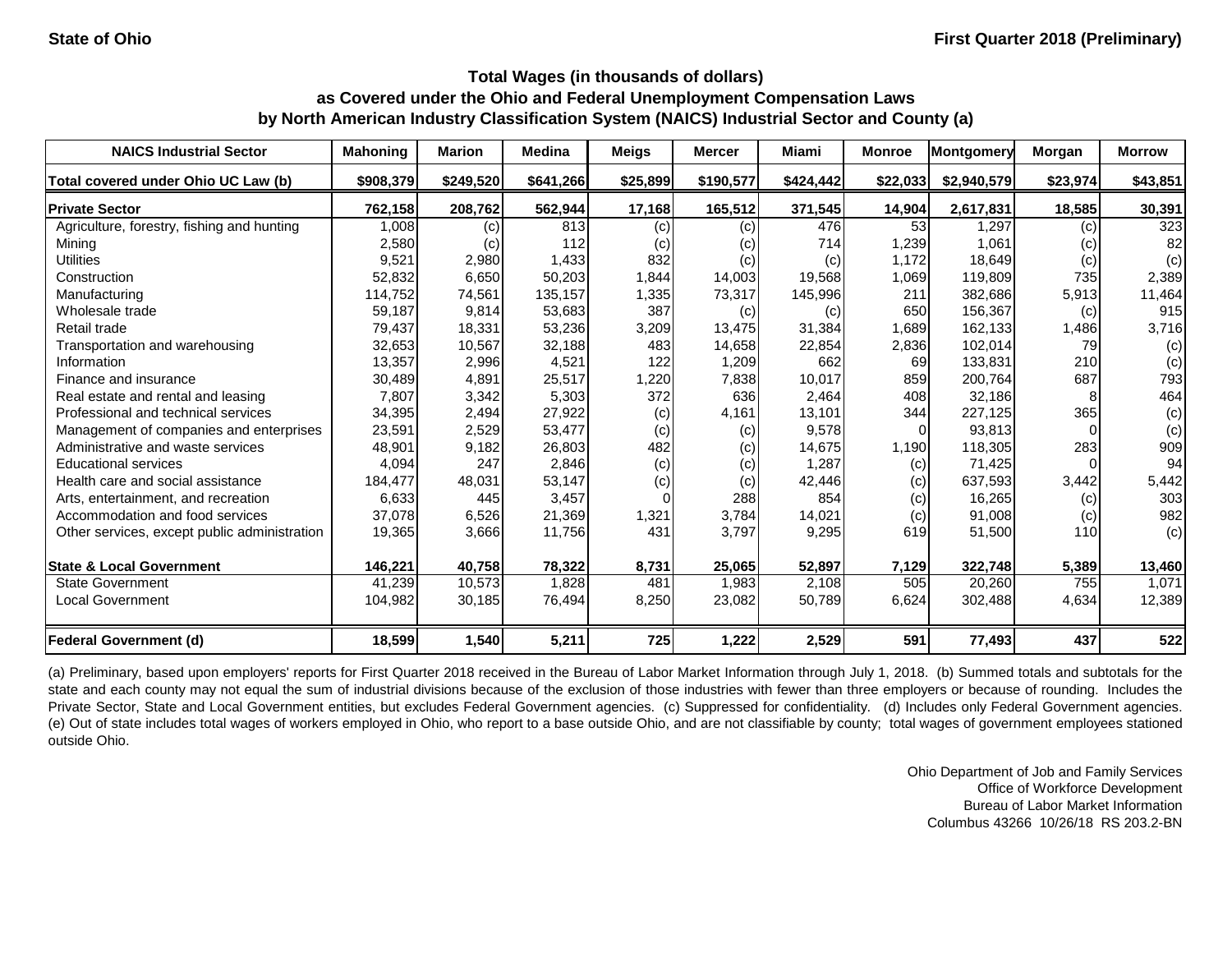**State of Ohio** **First Quarter 2018 (Preliminary)**

### Total Wages (in thousands of dollars) as Covered under the Ohio and Federal Unemployment Compensation Laws by North American Industry Classification System (NAICS) Industrial Sector and County (a)

| NAICS Industrial Sector | Mahoning | Marion | Medina | Meigs | Mercer | Miami | Monroe | Montgomery | Morgan | Morrow |
|---|---|---|---|---|---|---|---|---|---|---|
| Total covered under Ohio UC Law (b) | $908,379 | $249,520 | $641,266 | $25,899 | $190,577 | $424,442 | $22,033 | $2,940,579 | $23,974 | $43,851 |
| **Private Sector** | 762,158 | 208,762 | 562,944 | 17,168 | 165,512 | 371,545 | 14,904 | 2,617,831 | 18,585 | 30,391 |
| Agriculture, forestry, fishing and hunting | 1,008 | (c) | 813 | (c) | (c) | 476 | 53 | 1,297 | (c) | 323 |
| Mining | 2,580 | (c) | 112 | (c) | (c) | 714 | 1,239 | 1,061 | (c) | 82 |
| Utilities | 9,521 | 2,980 | 1,433 | 832 | (c) | (c) | 1,172 | 18,649 | (c) | (c) |
| Construction | 52,832 | 6,650 | 50,203 | 1,844 | 14,003 | 19,568 | 1,069 | 119,809 | 735 | 2,389 |
| Manufacturing | 114,752 | 74,561 | 135,157 | 1,335 | 73,317 | 145,996 | 211 | 382,686 | 5,913 | 11,464 |
| Wholesale trade | 59,187 | 9,814 | 53,683 | 387 | (c) | (c) | 650 | 156,367 | (c) | 915 |
| Retail trade | 79,437 | 18,331 | 53,236 | 3,209 | 13,475 | 31,384 | 1,689 | 162,133 | 1,486 | 3,716 |
| Transportation and warehousing | 32,653 | 10,567 | 32,188 | 483 | 14,658 | 22,854 | 2,836 | 102,014 | 79 | (c) |
| Information | 13,357 | 2,996 | 4,521 | 122 | 1,209 | 662 | 69 | 133,831 | 210 | (c) |
| Finance and insurance | 30,489 | 4,891 | 25,517 | 1,220 | 7,838 | 10,017 | 859 | 200,764 | 687 | 793 |
| Real estate and rental and leasing | 7,807 | 3,342 | 5,303 | 372 | 636 | 2,464 | 408 | 32,186 | 8 | 464 |
| Professional and technical services | 34,395 | 2,494 | 27,922 | (c) | 4,161 | 13,101 | 344 | 227,125 | 365 | (c) |
| Management of companies and enterprises | 23,591 | 2,529 | 53,477 | (c) | (c) | 9,578 | 0 | 93,813 | 0 | (c) |
| Administrative and waste services | 48,901 | 9,182 | 26,803 | 482 | (c) | 14,675 | 1,190 | 118,305 | 283 | 909 |
| Educational services | 4,094 | 247 | 2,846 | (c) | (c) | 1,287 | (c) | 71,425 | 0 | 94 |
| Health care and social assistance | 184,477 | 48,031 | 53,147 | (c) | (c) | 42,446 | (c) | 637,593 | 3,442 | 5,442 |
| Arts, entertainment, and recreation | 6,633 | 445 | 3,457 | 0 | 288 | 854 | (c) | 16,265 | (c) | 303 |
| Accommodation and food services | 37,078 | 6,526 | 21,369 | 1,321 | 3,784 | 14,021 | (c) | 91,008 | (c) | 982 |
| Other services, except public administration | 19,365 | 3,666 | 11,756 | 431 | 3,797 | 9,295 | 619 | 51,500 | 110 | (c) |
| **State & Local Government** | 146,221 | 40,758 | 78,322 | 8,731 | 25,065 | 52,897 | 7,129 | 322,748 | 5,389 | 13,460 |
| State Government | 41,239 | 10,573 | 1,828 | 481 | 1,983 | 2,108 | 505 | 20,260 | 755 | 1,071 |
| Local Government | 104,982 | 30,185 | 76,494 | 8,250 | 23,082 | 50,789 | 6,624 | 302,488 | 4,634 | 12,389 |
| **Federal Government (d)** | 18,599 | 1,540 | 5,211 | 725 | 1,222 | 2,529 | 591 | 77,493 | 437 | 522 |

(a) Preliminary, based upon employers' reports for First Quarter 2018 received in the Bureau of Labor Market Information through July 1, 2018. (b) Summed totals and subtotals for the state and each county may not equal the sum of industrial divisions because of the exclusion of those industries with fewer than three employers or because of rounding. Includes the Private Sector, State and Local Government entities, but excludes Federal Government agencies. (c) Suppressed for confidentiality. (d) Includes only Federal Government agencies. (e) Out of state includes total wages of workers employed in Ohio, who report to a base outside Ohio, and are not classifiable by county; total wages of government employees stationed outside Ohio.

Ohio Department of Job and Family Services
Office of Workforce Development
Bureau of Labor Market Information
Columbus 43266 10/26/18 RS 203.2-BN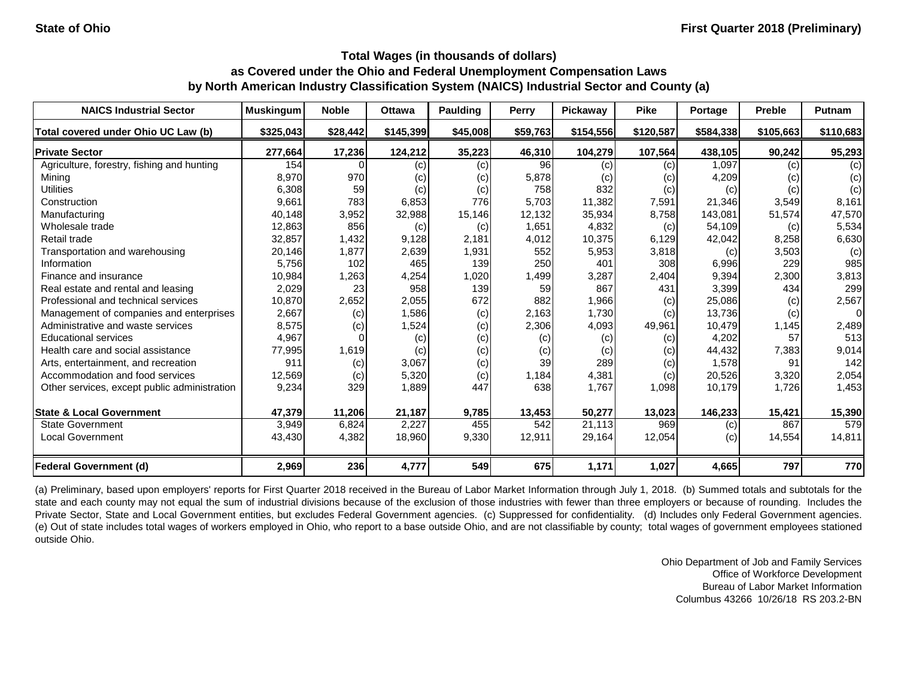State of Ohio | First Quarter 2018 (Preliminary)

## Total Wages (in thousands of dollars) as Covered under the Ohio and Federal Unemployment Compensation Laws by North American Industry Classification System (NAICS) Industrial Sector and County (a)

| NAICS Industrial Sector | Muskingum | Noble | Ottawa | Paulding | Perry | Pickaway | Pike | Portage | Preble | Putnam |
|---|---|---|---|---|---|---|---|---|---|---|
| Total covered under Ohio UC Law (b) | $325,043 | $28,442 | $145,399 | $45,008 | $59,763 | $154,556 | $120,587 | $584,338 | $105,663 | $110,683 |
| **Private Sector** | **277,664** | **17,236** | **124,212** | **35,223** | **46,310** | **104,279** | **107,564** | **438,105** | **90,242** | **95,293** |
| Agriculture, forestry, fishing and hunting | 154 | 0 | (c) | (c) | 96 | (c) | (c) | 1,097 | (c) | (c) |
| Mining | 8,970 | 970 | (c) | (c) | 5,878 | (c) | (c) | 4,209 | (c) | (c) |
| Utilities | 6,308 | 59 | (c) | (c) | 758 | 832 | (c) | (c) | (c) | (c) |
| Construction | 9,661 | 783 | 6,853 | 776 | 5,703 | 11,382 | 7,591 | 21,346 | 3,549 | 8,161 |
| Manufacturing | 40,148 | 3,952 | 32,988 | 15,146 | 12,132 | 35,934 | 8,758 | 143,081 | 51,574 | 47,570 |
| Wholesale trade | 12,863 | 856 | (c) | (c) | 1,651 | 4,832 | (c) | 54,109 | (c) | 5,534 |
| Retail trade | 32,857 | 1,432 | 9,128 | 2,181 | 4,012 | 10,375 | 6,129 | 42,042 | 8,258 | 6,630 |
| Transportation and warehousing | 20,146 | 1,877 | 2,639 | 1,931 | 552 | 5,953 | 3,818 | (c) | 3,503 | (c) |
| Information | 5,756 | 102 | 465 | 139 | 250 | 401 | 308 | 6,996 | 229 | 985 |
| Finance and insurance | 10,984 | 1,263 | 4,254 | 1,020 | 1,499 | 3,287 | 2,404 | 9,394 | 2,300 | 3,813 |
| Real estate and rental and leasing | 2,029 | 23 | 958 | 139 | 59 | 867 | 431 | 3,399 | 434 | 299 |
| Professional and technical services | 10,870 | 2,652 | 2,055 | 672 | 882 | 1,966 | (c) | 25,086 | (c) | 2,567 |
| Management of companies and enterprises | 2,667 | (c) | 1,586 | (c) | 2,163 | 1,730 | (c) | 13,736 | (c) | 0 |
| Administrative and waste services | 8,575 | (c) | 1,524 | (c) | 2,306 | 4,093 | 49,961 | 10,479 | 1,145 | 2,489 |
| Educational services | 4,967 | 0 | (c) | (c) | (c) | (c) | (c) | 4,202 | 57 | 513 |
| Health care and social assistance | 77,995 | 1,619 | (c) | (c) | (c) | (c) | (c) | 44,432 | 7,383 | 9,014 |
| Arts, entertainment, and recreation | 911 | (c) | 3,067 | (c) | 39 | 289 | (c) | 1,578 | 91 | 142 |
| Accommodation and food services | 12,569 | (c) | 5,320 | (c) | 1,184 | 4,381 | (c) | 20,526 | 3,320 | 2,054 |
| Other services, except public administration | 9,234 | 329 | 1,889 | 447 | 638 | 1,767 | 1,098 | 10,179 | 1,726 | 1,453 |
| **State & Local Government** | **47,379** | **11,206** | **21,187** | **9,785** | **13,453** | **50,277** | **13,023** | **146,233** | **15,421** | **15,390** |
| State Government | 3,949 | 6,824 | 2,227 | 455 | 542 | 21,113 | 969 | (c) | 867 | 579 |
| Local Government | 43,430 | 4,382 | 18,960 | 9,330 | 12,911 | 29,164 | 12,054 | (c) | 14,554 | 14,811 |
| **Federal Government (d)** | **2,969** | **236** | **4,777** | **549** | **675** | **1,171** | **1,027** | **4,665** | **797** | **770** |

(a) Preliminary, based upon employers' reports for First Quarter 2018 received in the Bureau of Labor Market Information through July 1, 2018. (b) Summed totals and subtotals for the state and each county may not equal the sum of industrial divisions because of the exclusion of those industries with fewer than three employers or because of rounding. Includes the Private Sector, State and Local Government entities, but excludes Federal Government agencies. (c) Suppressed for confidentiality. (d) Includes only Federal Government agencies. (e) Out of state includes total wages of workers employed in Ohio, who report to a base outside Ohio, and are not classifiable by county; total wages of government employees stationed outside Ohio.

Ohio Department of Job and Family Services
Office of Workforce Development
Bureau of Labor Market Information
Columbus 43266 10/26/18 RS 203.2-BN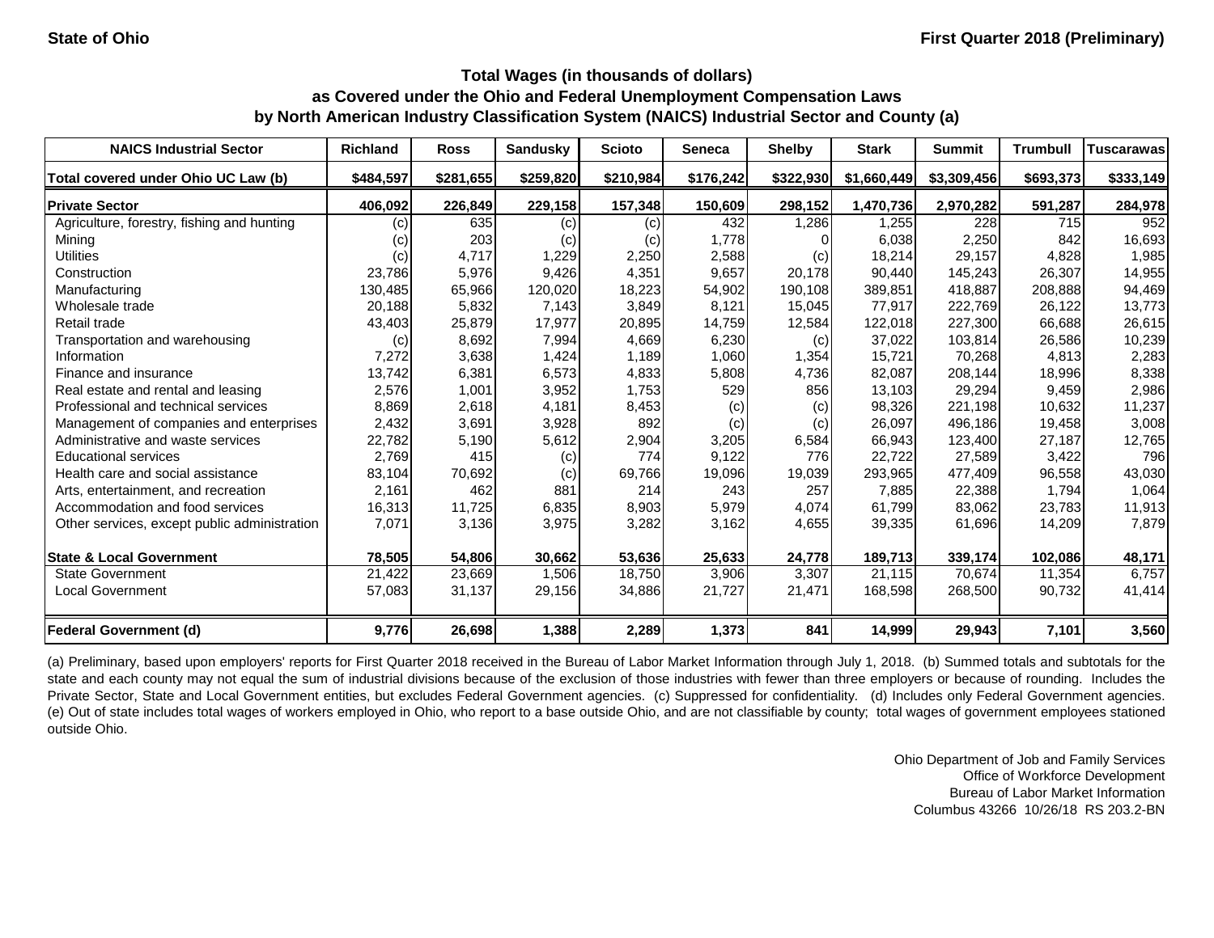State of Ohio

First Quarter 2018 (Preliminary)

## Total Wages (in thousands of dollars)
## as Covered under the Ohio and Federal Unemployment Compensation Laws
## by North American Industry Classification System (NAICS) Industrial Sector and County (a)

| NAICS Industrial Sector | Richland | Ross | Sandusky | Scioto | Seneca | Shelby | Stark | Summit | Trumbull | Tuscarawas |
|---|---|---|---|---|---|---|---|---|---|---|
| Total covered under Ohio UC Law (b) | $484,597 | $281,655 | $259,820 | $210,984 | $176,242 | $322,930 | $1,660,449 | $3,309,456 | $693,373 | $333,149 |
| **Private Sector** | **406,092** | **226,849** | **229,158** | **157,348** | **150,609** | **298,152** | **1,470,736** | **2,970,282** | **591,287** | **284,978** |
| Agriculture, forestry, fishing and hunting | (c) | 635 | (c) | (c) | 432 | 1,286 | 1,255 | 228 | 715 | 952 |
| Mining | (c) | 203 | (c) | (c) | 1,778 | 0 | 6,038 | 2,250 | 842 | 16,693 |
| Utilities | (c) | 4,717 | 1,229 | 2,250 | 2,588 | (c) | 18,214 | 29,157 | 4,828 | 1,985 |
| Construction | 23,786 | 5,976 | 9,426 | 4,351 | 9,657 | 20,178 | 90,440 | 145,243 | 26,307 | 14,955 |
| Manufacturing | 130,485 | 65,966 | 120,020 | 18,223 | 54,902 | 190,108 | 389,851 | 418,887 | 208,888 | 94,469 |
| Wholesale trade | 20,188 | 5,832 | 7,143 | 3,849 | 8,121 | 15,045 | 77,917 | 222,769 | 26,122 | 13,773 |
| Retail trade | 43,403 | 25,879 | 17,977 | 20,895 | 14,759 | 12,584 | 122,018 | 227,300 | 66,688 | 26,615 |
| Transportation and warehousing | (c) | 8,692 | 7,994 | 4,669 | 6,230 | (c) | 37,022 | 103,814 | 26,586 | 10,239 |
| Information | 7,272 | 3,638 | 1,424 | 1,189 | 1,060 | 1,354 | 15,721 | 70,268 | 4,813 | 2,283 |
| Finance and insurance | 13,742 | 6,381 | 6,573 | 4,833 | 5,808 | 4,736 | 82,087 | 208,144 | 18,996 | 8,338 |
| Real estate and rental and leasing | 2,576 | 1,001 | 3,952 | 1,753 | 529 | 856 | 13,103 | 29,294 | 9,459 | 2,986 |
| Professional and technical services | 8,869 | 2,618 | 4,181 | 8,453 | (c) | (c) | 98,326 | 221,198 | 10,632 | 11,237 |
| Management of companies and enterprises | 2,432 | 3,691 | 3,928 | 892 | (c) | (c) | 26,097 | 496,186 | 19,458 | 3,008 |
| Administrative and waste services | 22,782 | 5,190 | 5,612 | 2,904 | 3,205 | 6,584 | 66,943 | 123,400 | 27,187 | 12,765 |
| Educational services | 2,769 | 415 | (c) | 774 | 9,122 | 776 | 22,722 | 27,589 | 3,422 | 796 |
| Health care and social assistance | 83,104 | 70,692 | (c) | 69,766 | 19,096 | 19,039 | 293,965 | 477,409 | 96,558 | 43,030 |
| Arts, entertainment, and recreation | 2,161 | 462 | 881 | 214 | 243 | 257 | 7,885 | 22,388 | 1,794 | 1,064 |
| Accommodation and food services | 16,313 | 11,725 | 6,835 | 8,903 | 5,979 | 4,074 | 61,799 | 83,062 | 23,783 | 11,913 |
| Other services, except public administration | 7,071 | 3,136 | 3,975 | 3,282 | 3,162 | 4,655 | 39,335 | 61,696 | 14,209 | 7,879 |
| **State & Local Government** | **78,505** | **54,806** | **30,662** | **53,636** | **25,633** | **24,778** | **189,713** | **339,174** | **102,086** | **48,171** |
| State Government | 21,422 | 23,669 | 1,506 | 18,750 | 3,906 | 3,307 | 21,115 | 70,674 | 11,354 | 6,757 |
| Local Government | 57,083 | 31,137 | 29,156 | 34,886 | 21,727 | 21,471 | 168,598 | 268,500 | 90,732 | 41,414 |
| **Federal Government (d)** | **9,776** | **26,698** | **1,388** | **2,289** | **1,373** | **841** | **14,999** | **29,943** | **7,101** | **3,560** |

(a) Preliminary, based upon employers' reports for First Quarter 2018 received in the Bureau of Labor Market Information through July 1, 2018. (b) Summed totals and subtotals for the state and each county may not equal the sum of industrial divisions because of the exclusion of those industries with fewer than three employers or because of rounding. Includes the Private Sector, State and Local Government entities, but excludes Federal Government agencies. (c) Suppressed for confidentiality. (d) Includes only Federal Government agencies. (e) Out of state includes total wages of workers employed in Ohio, who report to a base outside Ohio, and are not classifiable by county; total wages of government employees stationed outside Ohio.

Ohio Department of Job and Family Services
Office of Workforce Development
Bureau of Labor Market Information
Columbus 43266 10/26/18 RS 203.2-BN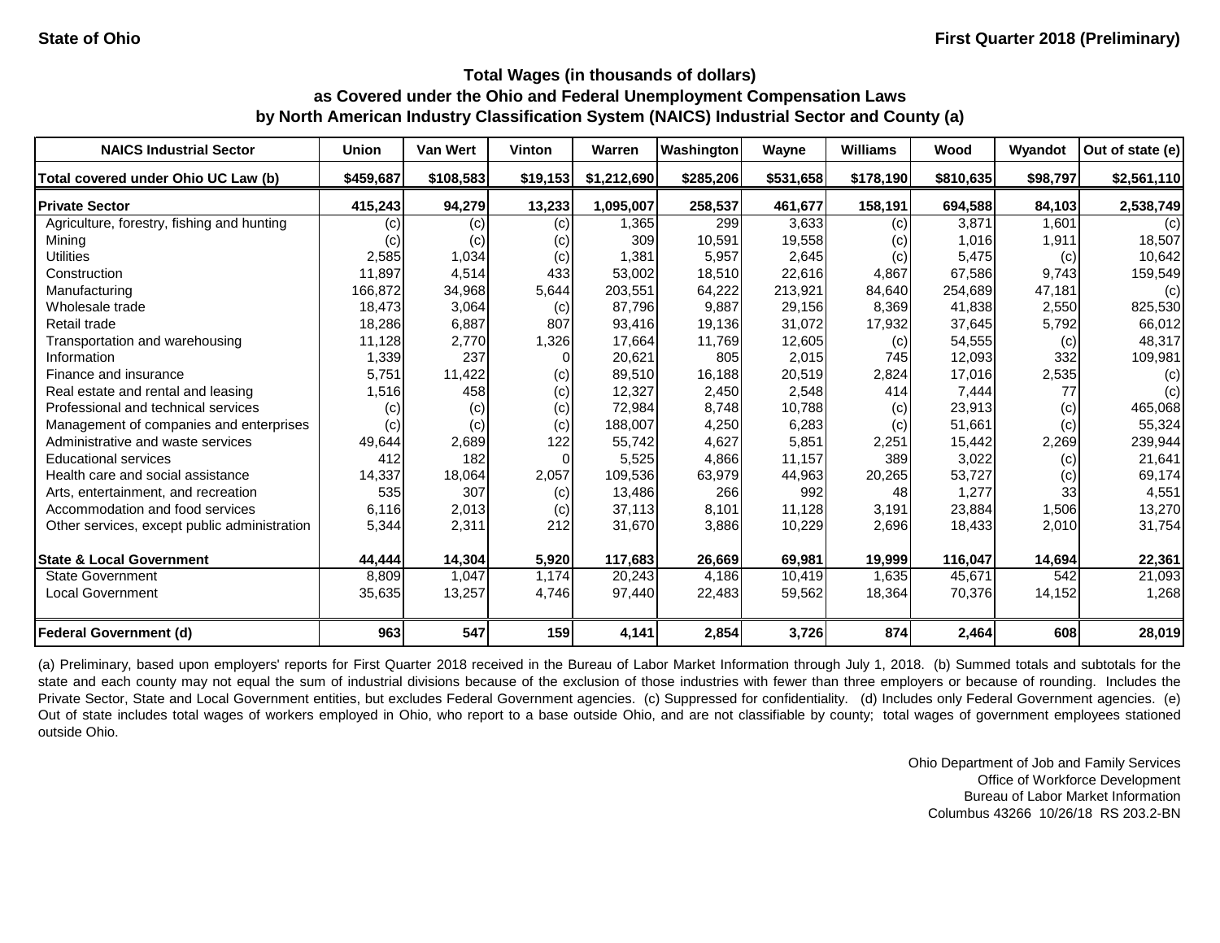State of Ohio

First Quarter 2018 (Preliminary)

## Total Wages (in thousands of dollars) as Covered under the Ohio and Federal Unemployment Compensation Laws by North American Industry Classification System (NAICS) Industrial Sector and County (a)

| NAICS Industrial Sector | Union | Van Wert | Vinton | Warren | Washington | Wayne | Williams | Wood | Wyandot | Out of state (e) |
|---|---|---|---|---|---|---|---|---|---|---|
| **Total covered under Ohio UC Law (b)** | **$459,687** | **$108,583** | **$19,153** | **$1,212,690** | **$285,206** | **$531,658** | **$178,190** | **$810,635** | **$98,797** | **$2,561,110** |
| **Private Sector** | **415,243** | **94,279** | **13,233** | **1,095,007** | **258,537** | **461,677** | **158,191** | **694,588** | **84,103** | **2,538,749** |
| Agriculture, forestry, fishing and hunting | (c) | (c) | (c) | 1,365 | 299 | 3,633 | (c) | 3,871 | 1,601 | (c) |
| Mining | (c) | (c) | (c) | 309 | 10,591 | 19,558 | (c) | 1,016 | 1,911 | 18,507 |
| Utilities | 2,585 | 1,034 | (c) | 1,381 | 5,957 | 2,645 | (c) | 5,475 | (c) | 10,642 |
| Construction | 11,897 | 4,514 | 433 | 53,002 | 18,510 | 22,616 | 4,867 | 67,586 | 9,743 | 159,549 |
| Manufacturing | 166,872 | 34,968 | 5,644 | 203,551 | 64,222 | 213,921 | 84,640 | 254,689 | 47,181 | (c) |
| Wholesale trade | 18,473 | 3,064 | (c) | 87,796 | 9,887 | 29,156 | 8,369 | 41,838 | 2,550 | 825,530 |
| Retail trade | 18,286 | 6,887 | 807 | 93,416 | 19,136 | 31,072 | 17,932 | 37,645 | 5,792 | 66,012 |
| Transportation and warehousing | 11,128 | 2,770 | 1,326 | 17,664 | 11,769 | 12,605 | (c) | 54,555 | (c) | 48,317 |
| Information | 1,339 | 237 | 0 | 20,621 | 805 | 2,015 | 745 | 12,093 | 332 | 109,981 |
| Finance and insurance | 5,751 | 11,422 | (c) | 89,510 | 16,188 | 20,519 | 2,824 | 17,016 | 2,535 | (c) |
| Real estate and rental and leasing | 1,516 | 458 | (c) | 12,327 | 2,450 | 2,548 | 414 | 7,444 | 77 | (c) |
| Professional and technical services | (c) | (c) | (c) | 72,984 | 8,748 | 10,788 | (c) | 23,913 | (c) | 465,068 |
| Management of companies and enterprises | (c) | (c) | (c) | 188,007 | 4,250 | 6,283 | (c) | 51,661 | (c) | 55,324 |
| Administrative and waste services | 49,644 | 2,689 | 122 | 55,742 | 4,627 | 5,851 | 2,251 | 15,442 | 2,269 | 239,944 |
| Educational services | 412 | 182 | 0 | 5,525 | 4,866 | 11,157 | 389 | 3,022 | (c) | 21,641 |
| Health care and social assistance | 14,337 | 18,064 | 2,057 | 109,536 | 63,979 | 44,963 | 20,265 | 53,727 | (c) | 69,174 |
| Arts, entertainment, and recreation | 535 | 307 | (c) | 13,486 | 266 | 992 | 48 | 1,277 | 33 | 4,551 |
| Accommodation and food services | 6,116 | 2,013 | (c) | 37,113 | 8,101 | 11,128 | 3,191 | 23,884 | 1,506 | 13,270 |
| Other services, except public administration | 5,344 | 2,311 | 212 | 31,670 | 3,886 | 10,229 | 2,696 | 18,433 | 2,010 | 31,754 |
| **State & Local Government** | **44,444** | **14,304** | **5,920** | **117,683** | **26,669** | **69,981** | **19,999** | **116,047** | **14,694** | **22,361** |
| State Government | 8,809 | 1,047 | 1,174 | 20,243 | 4,186 | 10,419 | 1,635 | 45,671 | 542 | 21,093 |
| Local Government | 35,635 | 13,257 | 4,746 | 97,440 | 22,483 | 59,562 | 18,364 | 70,376 | 14,152 | 1,268 |
| **Federal Government (d)** | **963** | **547** | **159** | **4,141** | **2,854** | **3,726** | **874** | **2,464** | **608** | **28,019** |

(a) Preliminary, based upon employers' reports for First Quarter 2018 received in the Bureau of Labor Market Information through July 1, 2018. (b) Summed totals and subtotals for the state and each county may not equal the sum of industrial divisions because of the exclusion of those industries with fewer than three employers or because of rounding. Includes the Private Sector, State and Local Government entities, but excludes Federal Government agencies. (c) Suppressed for confidentiality. (d) Includes only Federal Government agencies. (e) Out of state includes total wages of workers employed in Ohio, who report to a base outside Ohio, and are not classifiable by county; total wages of government employees stationed outside Ohio.

Ohio Department of Job and Family Services
Office of Workforce Development
Bureau of Labor Market Information
Columbus 43266 10/26/18 RS 203.2-BN